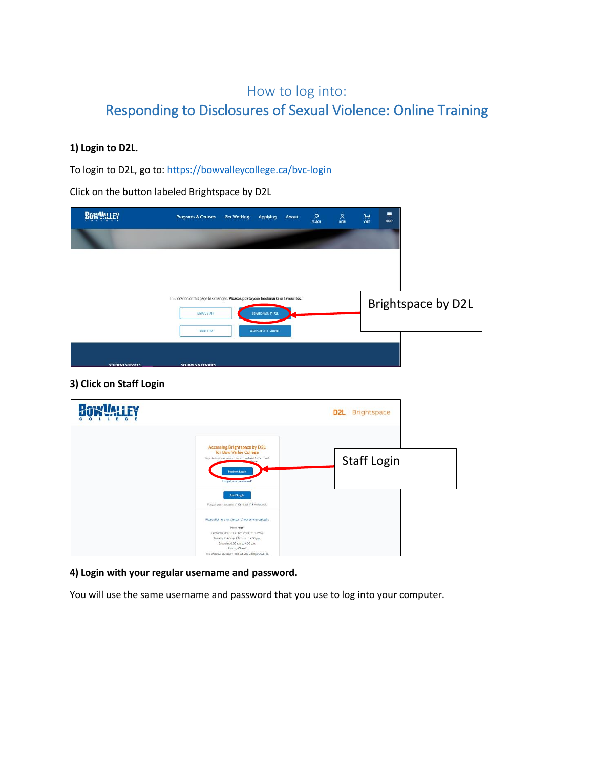# How to log into:

# Responding to Disclosures of Sexual Violence: Online Training

**1) Login to D2L.**

To login to D2L, go to: [https://bowvalleycollege.ca/bvc-login](https://bowvalleycollege.ca/bvc-login)

Click on the button labeled Brightspace by D2L

Brightspace by D2L

**3) Click on Staff Login**

Staff Login

**4) Login with your regular username and password.**

You will use the same username and password that you use to log into your computer.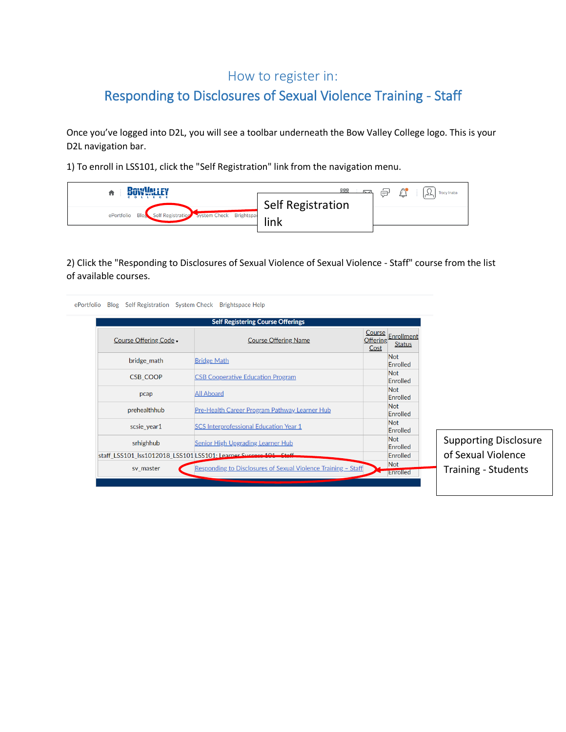# How to register in:

## Responding to Disclosures of Sexual Violence Training - Staff

Once you've logged into D2L, you will see a toolbar underneath the Bow Valley College logo. This is your D2L navigation bar.

1) To enroll in LSS101, click the "Self Registration" link from the navigation menu.

ePortfolio Blog Self Registration System Check Brightspace

Self Registration link

2) Click the "Responding to Disclosures of Sexual Violence of Sexual Violence - Staff" course from the list of available courses.

ePortfolio Blog Self Registration System Check Brightspace Help

**Self Registering Course Offerings**

| Course Offering Code | Course Offering Name | Course Offering Cost | Enrollment Status |
|---|---|---|---|
| bridge_math | Bridge Math | | Not Enrolled |
| CSB_COOP | CSB Cooperative Education Program | | Not Enrolled |
| pcap | All Aboard | | Not Enrolled |
| prehealthhub | Pre-Health Career Program Pathway Learner Hub | | Not Enrolled |
| scsie_year1 | SCS Interprofessional Education Year 1 | | Not Enrolled |
| srhighhub | Senior High Upgrading Learner Hub | | Not Enrolled |
| staff_LSS101_lss1012018_LSS101 | LSS101: Learner Success 101 - Staff | | Enrolled |
| sv_master | Responding to Disclosures of Sexual Violence Training – Staff | | Not Enrolled |

Supporting Disclosure of Sexual Violence Training - Students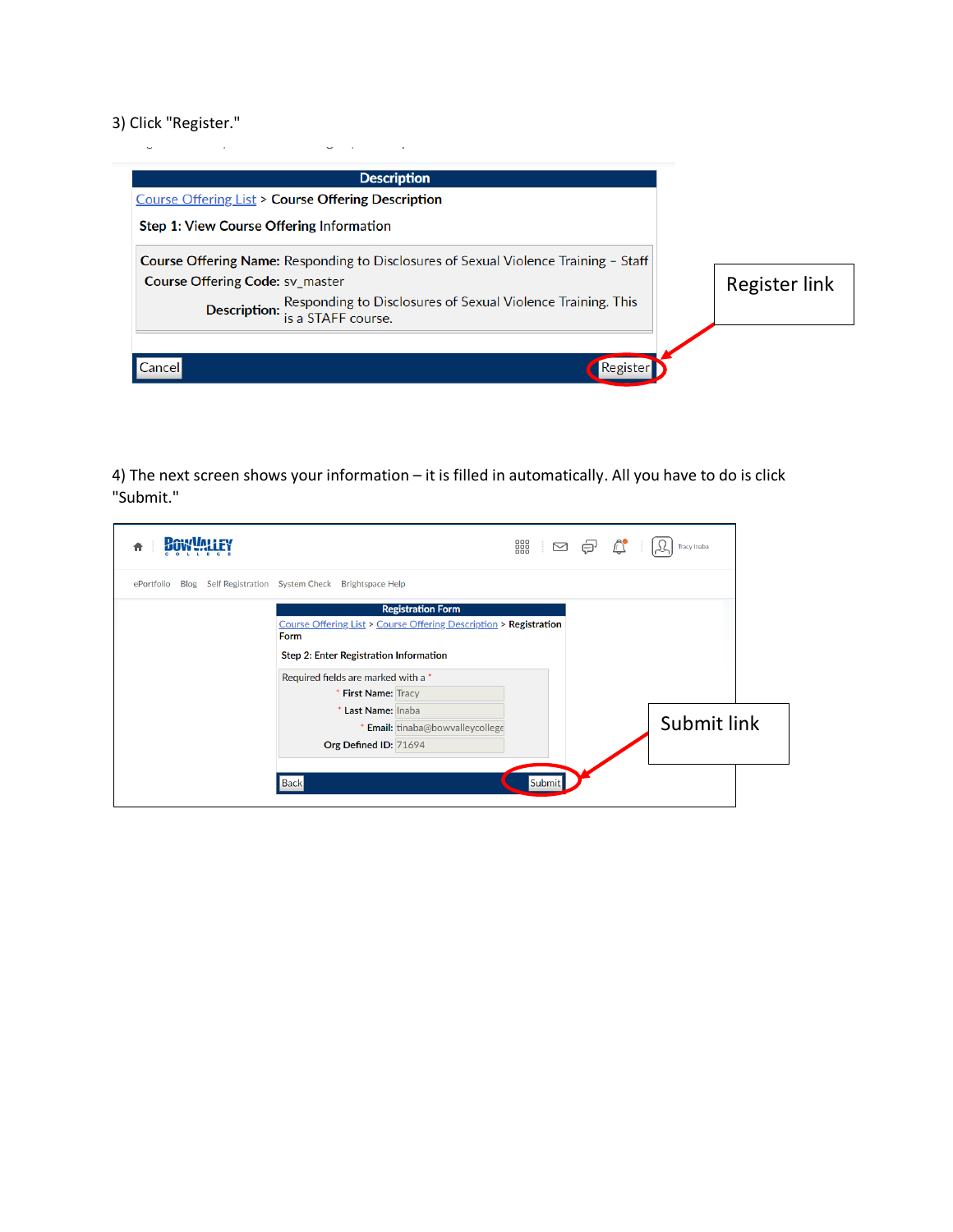3) Click "Register."

**Description**

Course Offering List > **Course Offering Description**

**Step 1: View Course Offering Information**

**Course Offering Name:** Responding to Disclosures of Sexual Violence Training – Staff

**Course Offering Code:** sv_master

**Description:** Responding to Disclosures of Sexual Violence Training. This is a STAFF course.

Cancel | Register

Register link

4) The next screen shows your information – it is filled in automatically. All you have to do is click "Submit."

ePortfolio | Blog | Self Registration | System Check | Brightspace Help

**Registration Form**

Course Offering List > Course Offering Description > **Registration Form**

**Step 2: Enter Registration Information**

Required fields are marked with a *

* **First Name:** Tracy

* **Last Name:** Inaba

* **Email:** tinaba@bowvalleycollege

**Org Defined ID:** 71694

Back | Submit

Submit link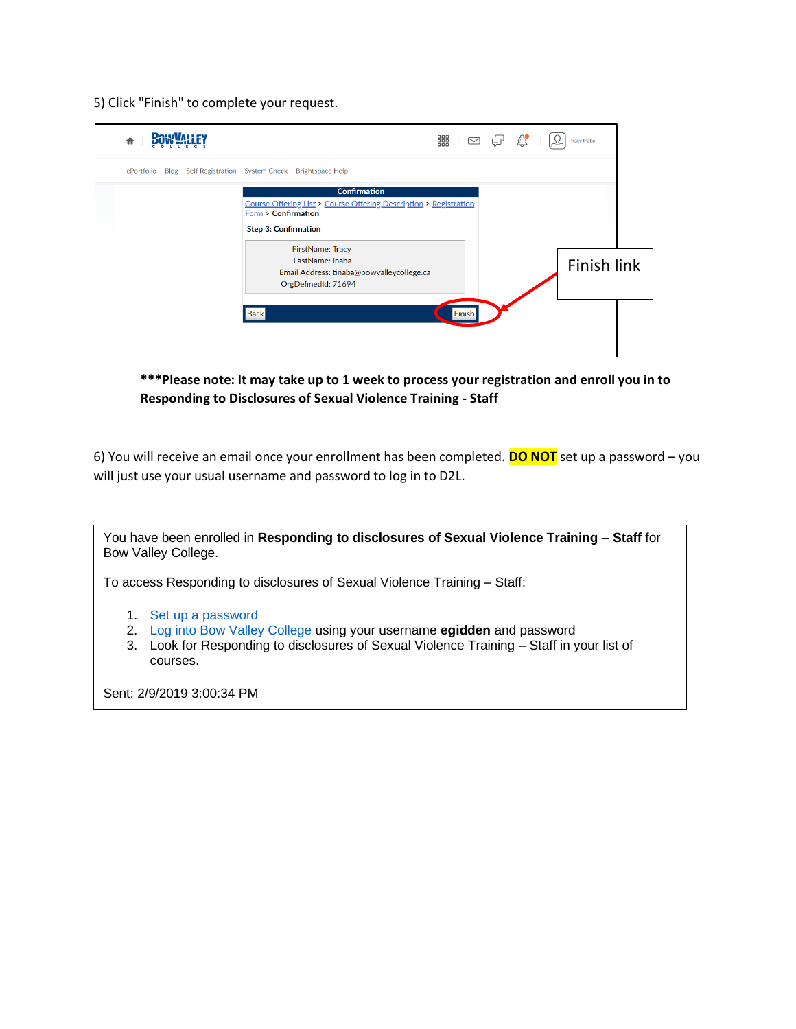5) Click "Finish" to complete your request.

**Confirmation**

Course Offering List > Course Offering Description > Registration Form > Confirmation

Step 3: Confirmation

FirstName: Tracy
LastName: Inaba
Email Address: tinaba@bowvalleycollege.ca
OrgDefinedId: 71694

Back | Finish

Finish link

**\*\*\*Please note: It may take up to 1 week to process your registration and enroll you in to Responding to Disclosures of Sexual Violence Training - Staff**

6) You will receive an email once your enrollment has been completed. **DO NOT** set up a password – you will just use your usual username and password to log in to D2L.

> You have been enrolled in **Responding to disclosures of Sexual Violence Training – Staff** for Bow Valley College.
>
> To access Responding to disclosures of Sexual Violence Training – Staff:
>
> 1. Set up a password
> 2. Log into Bow Valley College using your username **egidden** and password
> 3. Look for Responding to disclosures of Sexual Violence Training – Staff in your list of courses.
>
> Sent: 2/9/2019 3:00:34 PM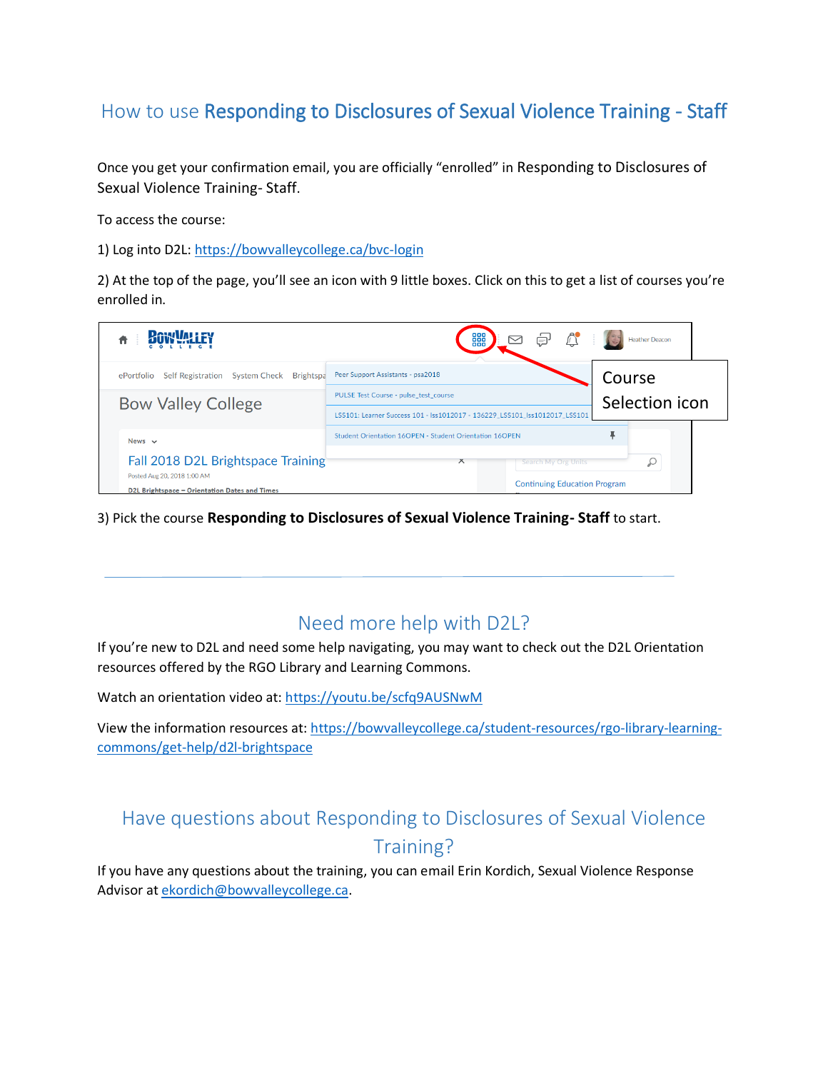# How to use **Responding to Disclosures of Sexual Violence Training - Staff**

Once you get your confirmation email, you are officially "enrolled" in Responding to Disclosures of Sexual Violence Training- Staff.

To access the course:

1) Log into D2L: https://bowvalleycollege.ca/bvc-login

2) At the top of the page, you'll see an icon with 9 little boxes. Click on this to get a list of courses you're enrolled in.

3) Pick the course **Responding to Disclosures of Sexual Violence Training- Staff** to start.

---

## Need more help with D2L?

If you're new to D2L and need some help navigating, you may want to check out the D2L Orientation resources offered by the RGO Library and Learning Commons.

Watch an orientation video at: https://youtu.be/scfq9AUSNwM

View the information resources at: https://bowvalleycollege.ca/student-resources/rgo-library-learning-commons/get-help/d2l-brightspace

## Have questions about Responding to Disclosures of Sexual Violence Training?

If you have any questions about the training, you can email Erin Kordich, Sexual Violence Response Advisor at ekordich@bowvalleycollege.ca.